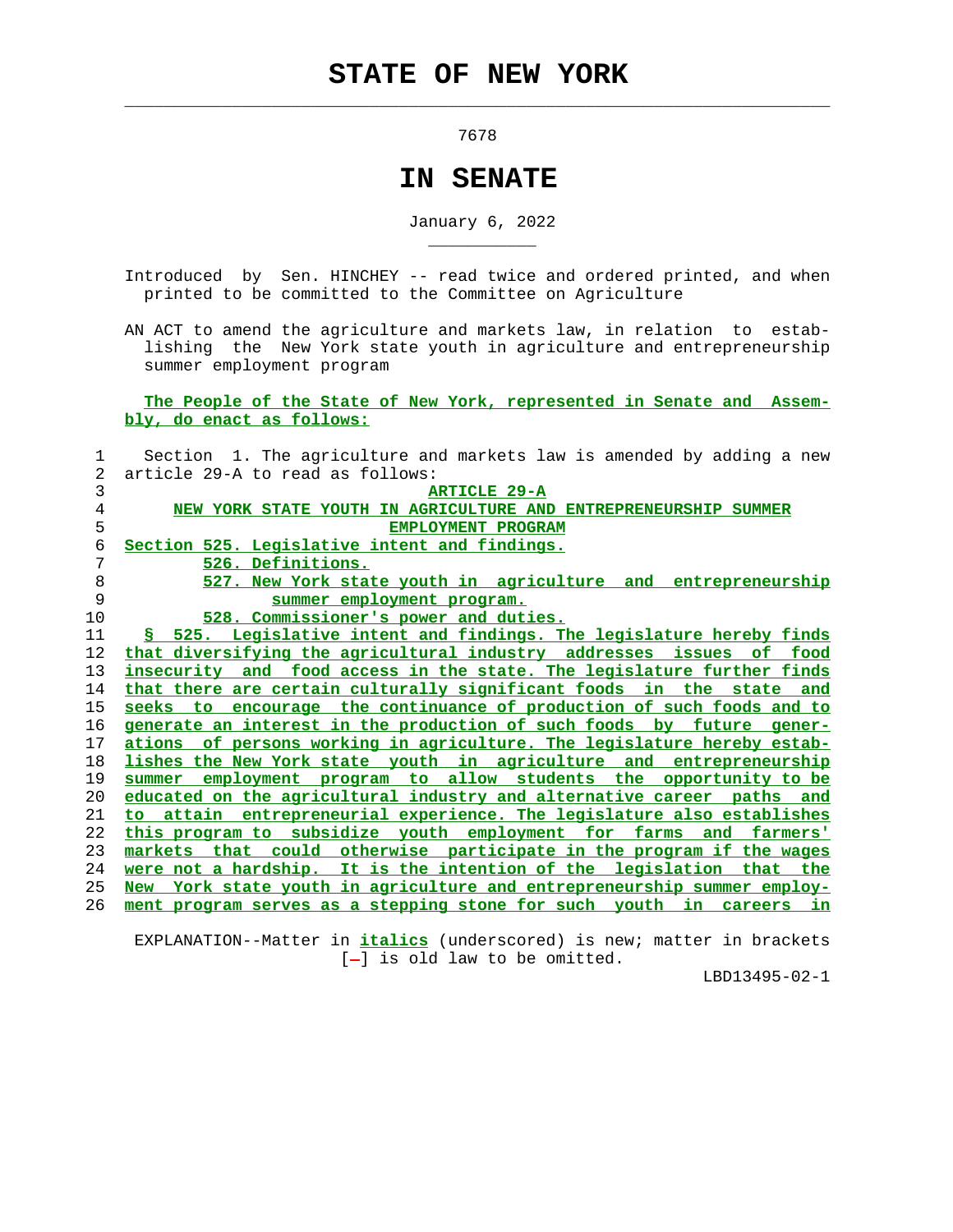# STATE OF NEW YORK

7678

# IN SENATE

January 6, 2022

Introduced by Sen. HINCHEY -- read twice and ordered printed, and when printed to be committed to the Committee on Agriculture

AN ACT to amend the agriculture and markets law, in relation to establishing the New York state youth in agriculture and entrepreneurship summer employment program

The People of the State of New York, represented in Senate and Assembly, do enact as follows:

Section 1. The agriculture and markets law is amended by adding a new article 29-A to read as follows:

ARTICLE 29-A

NEW YORK STATE YOUTH IN AGRICULTURE AND ENTREPRENEURSHIP SUMMER EMPLOYMENT PROGRAM

Section 525. Legislative intent and findings.

526. Definitions.

527. New York state youth in agriculture and entrepreneurship summer employment program.

528. Commissioner's power and duties.

§ 525. Legislative intent and findings. The legislature hereby finds that diversifying the agricultural industry addresses issues of food insecurity and food access in the state. The legislature further finds that there are certain culturally significant foods in the state and seeks to encourage the continuance of production of such foods and to generate an interest in the production of such foods by future generations of persons working in agriculture. The legislature hereby establishes the New York state youth in agriculture and entrepreneurship summer employment program to allow students the opportunity to be educated on the agricultural industry and alternative career paths and to attain entrepreneurial experience. The legislature also establishes this program to subsidize youth employment for farms and farmers' markets that could otherwise participate in the program if the wages were not a hardship. It is the intention of the legislation that the New York state youth in agriculture and entrepreneurship summer employment program serves as a stepping stone for such youth in careers in

EXPLANATION--Matter in *italics* (underscored) is new; matter in brackets [-] is old law to be omitted.

LBD13495-02-1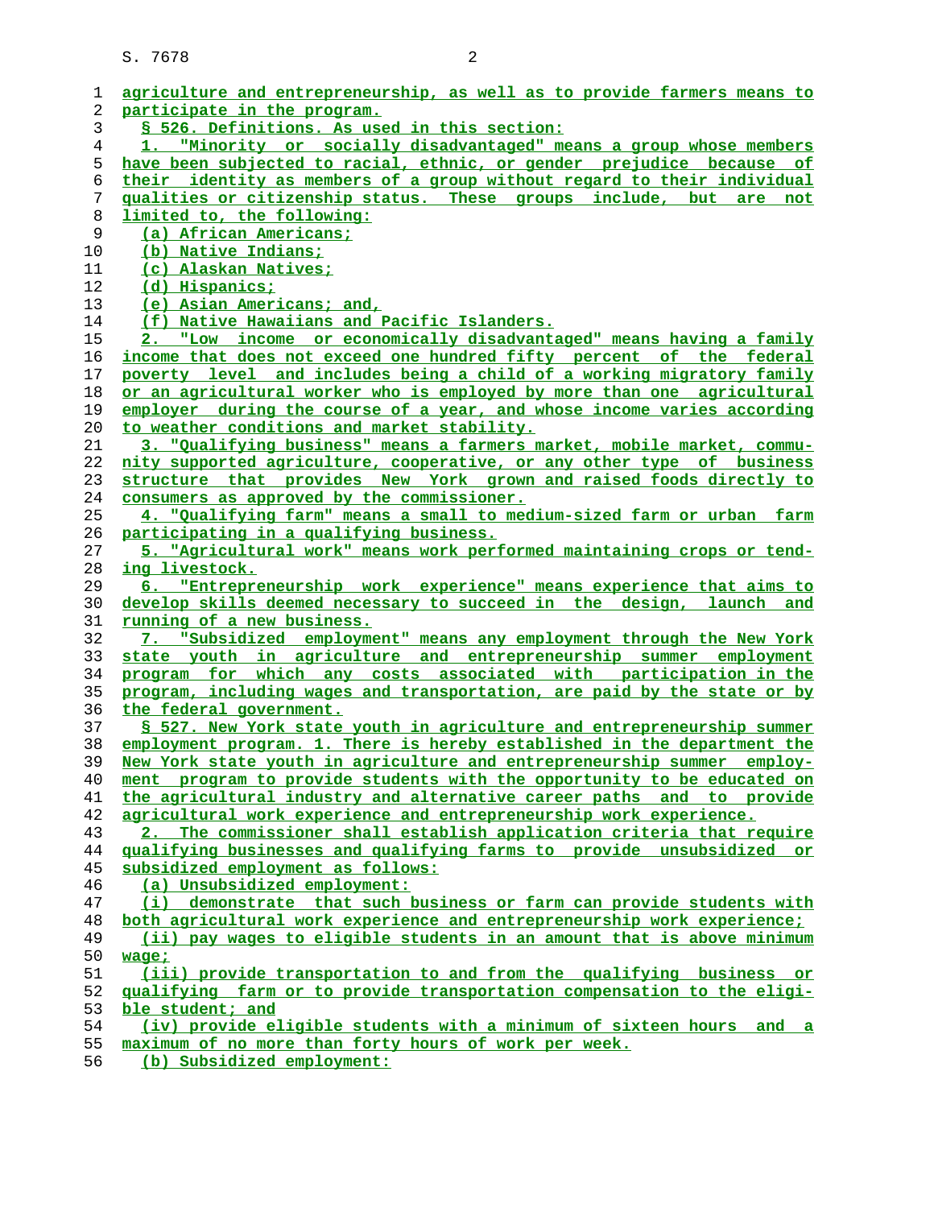agriculture and entrepreneurship, as well as to provide farmers means to participate in the program.

§ 526. Definitions. As used in this section:

1. "Minority or socially disadvantaged" means a group whose members have been subjected to racial, ethnic, or gender prejudice because of their identity as members of a group without regard to their individual qualities or citizenship status. These groups include, but are not limited to, the following:

(a) African Americans;

(b) Native Indians;

(c) Alaskan Natives;

(d) Hispanics;

(e) Asian Americans; and,

(f) Native Hawaiians and Pacific Islanders.

2. "Low income or economically disadvantaged" means having a family income that does not exceed one hundred fifty percent of the federal poverty level and includes being a child of a working migratory family or an agricultural worker who is employed by more than one agricultural employer during the course of a year, and whose income varies according to weather conditions and market stability.

3. "Qualifying business" means a farmers market, mobile market, community supported agriculture, cooperative, or any other type of business structure that provides New York grown and raised foods directly to consumers as approved by the commissioner.

4. "Qualifying farm" means a small to medium-sized farm or urban farm participating in a qualifying business.

5. "Agricultural work" means work performed maintaining crops or tending livestock.

6. "Entrepreneurship work experience" means experience that aims to develop skills deemed necessary to succeed in the design, launch and running of a new business.

7. "Subsidized employment" means any employment through the New York state youth in agriculture and entrepreneurship summer employment program for which any costs associated with participation in the program, including wages and transportation, are paid by the state or by the federal government.

§ 527. New York state youth in agriculture and entrepreneurship summer employment program. 1. There is hereby established in the department the New York state youth in agriculture and entrepreneurship summer employment program to provide students with the opportunity to be educated on the agricultural industry and alternative career paths and to provide agricultural work experience and entrepreneurship work experience.

2. The commissioner shall establish application criteria that require qualifying businesses and qualifying farms to provide unsubsidized or subsidized employment as follows:

(a) Unsubsidized employment:

(i) demonstrate that such business or farm can provide students with both agricultural work experience and entrepreneurship work experience;

(ii) pay wages to eligible students in an amount that is above minimum wage;

(iii) provide transportation to and from the qualifying business or qualifying farm or to provide transportation compensation to the eligible student; and

(iv) provide eligible students with a minimum of sixteen hours and a maximum of no more than forty hours of work per week.

(b) Subsidized employment: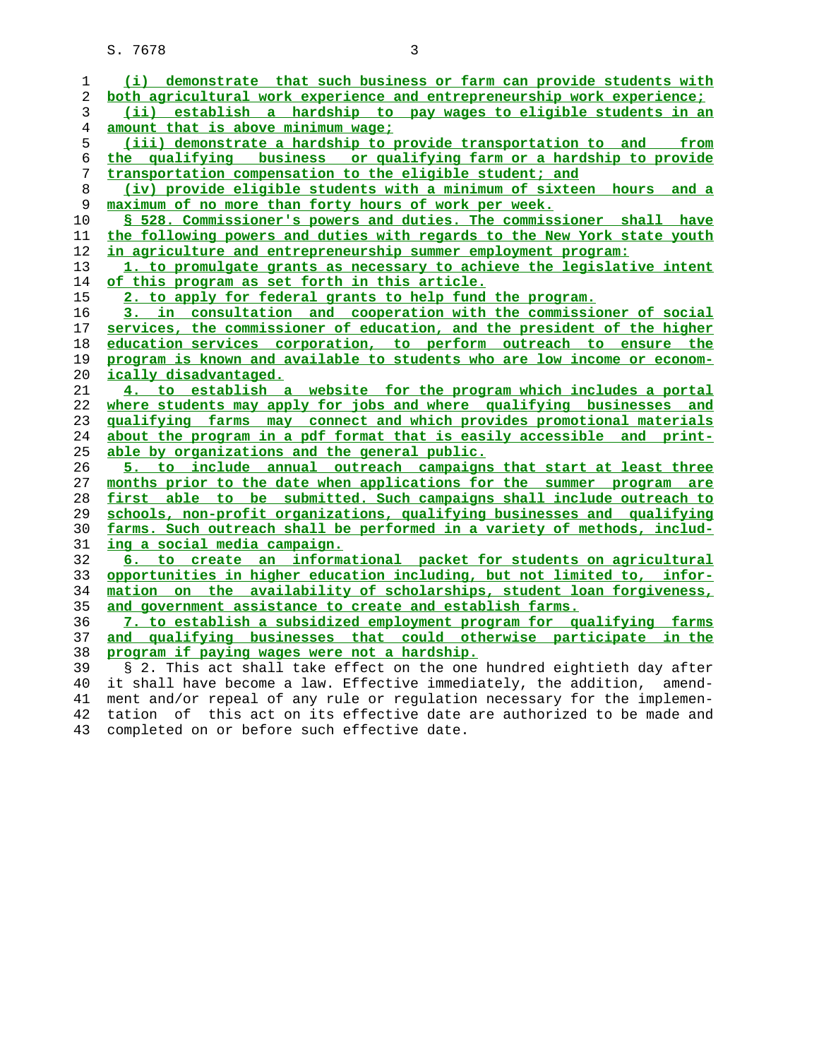(i) demonstrate that such business or farm can provide students with both agricultural work experience and entrepreneurship work experience;

(ii) establish a hardship to pay wages to eligible students in an amount that is above minimum wage;

(iii) demonstrate a hardship to provide transportation to and from the qualifying business or qualifying farm or a hardship to provide transportation compensation to the eligible student; and

(iv) provide eligible students with a minimum of sixteen hours and a maximum of no more than forty hours of work per week.

§ 528. Commissioner's powers and duties. The commissioner shall have the following powers and duties with regards to the New York state youth in agriculture and entrepreneurship summer employment program:

1. to promulgate grants as necessary to achieve the legislative intent of this program as set forth in this article.

2. to apply for federal grants to help fund the program.

3. in consultation and cooperation with the commissioner of social services, the commissioner of education, and the president of the higher education services corporation, to perform outreach to ensure the program is known and available to students who are low income or economically disadvantaged.

4. to establish a website for the program which includes a portal where students may apply for jobs and where qualifying businesses and qualifying farms may connect and which provides promotional materials about the program in a pdf format that is easily accessible and printable by organizations and the general public.

5. to include annual outreach campaigns that start at least three months prior to the date when applications for the summer program are first able to be submitted. Such campaigns shall include outreach to schools, non-profit organizations, qualifying businesses and qualifying farms. Such outreach shall be performed in a variety of methods, including a social media campaign.

6. to create an informational packet for students on agricultural opportunities in higher education including, but not limited to, information on the availability of scholarships, student loan forgiveness, and government assistance to create and establish farms.

7. to establish a subsidized employment program for qualifying farms and qualifying businesses that could otherwise participate in the program if paying wages were not a hardship.

§ 2. This act shall take effect on the one hundred eightieth day after it shall have become a law. Effective immediately, the addition, amendment and/or repeal of any rule or regulation necessary for the implementation of this act on its effective date are authorized to be made and completed on or before such effective date.